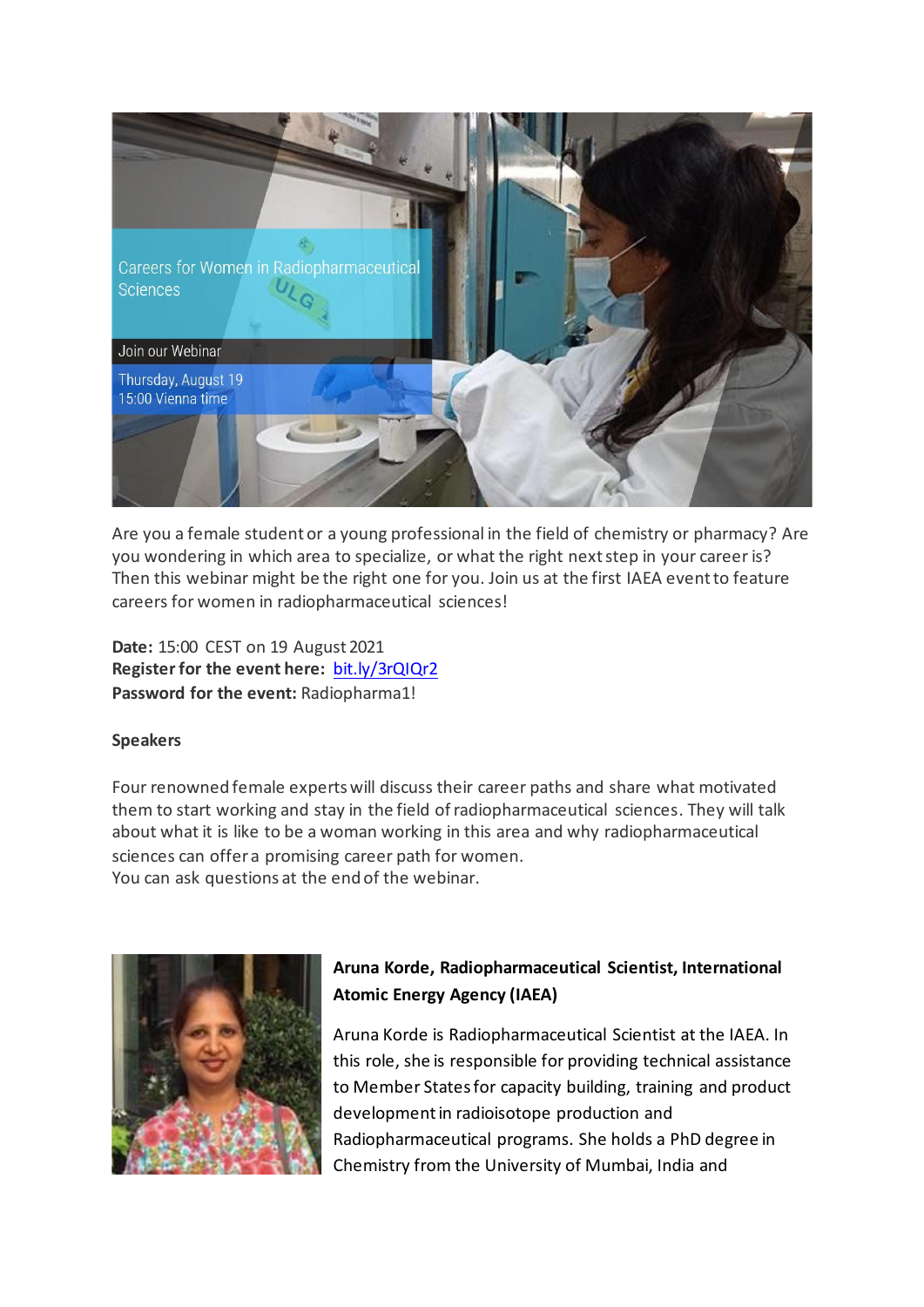Careers for Women in Radiopharmaceutical Sciences

Join our Webinar

Thursday, August 19
15:00 Vienna time

Are you a female student or a young professional in the field of chemistry or pharmacy? Are you wondering in which area to specialize, or what the right next step in your career is? Then this webinar might be the right one for you. Join us at the first IAEA event to feature careers for women in radiopharmaceutical sciences!

**Date:** 15:00 CEST on 19 August 2021
**Register for the event here:** [bit.ly/3rQIQr2](bit.ly/3rQIQr2)
**Password for the event:** Radiopharma1!

**Speakers**

Four renowned female experts will discuss their career paths and share what motivated them to start working and stay in the field of radiopharmaceutical sciences. They will talk about what it is like to be a woman working in this area and why radiopharmaceutical sciences can offer a promising career path for women.
You can ask questions at the end of the webinar.

**Aruna Korde, Radiopharmaceutical Scientist, International Atomic Energy Agency (IAEA)**

Aruna Korde is Radiopharmaceutical Scientist at the IAEA. In this role, she is responsible for providing technical assistance to Member States for capacity building, training and product development in radioisotope production and Radiopharmaceutical programs. She holds a PhD degree in Chemistry from the University of Mumbai, India and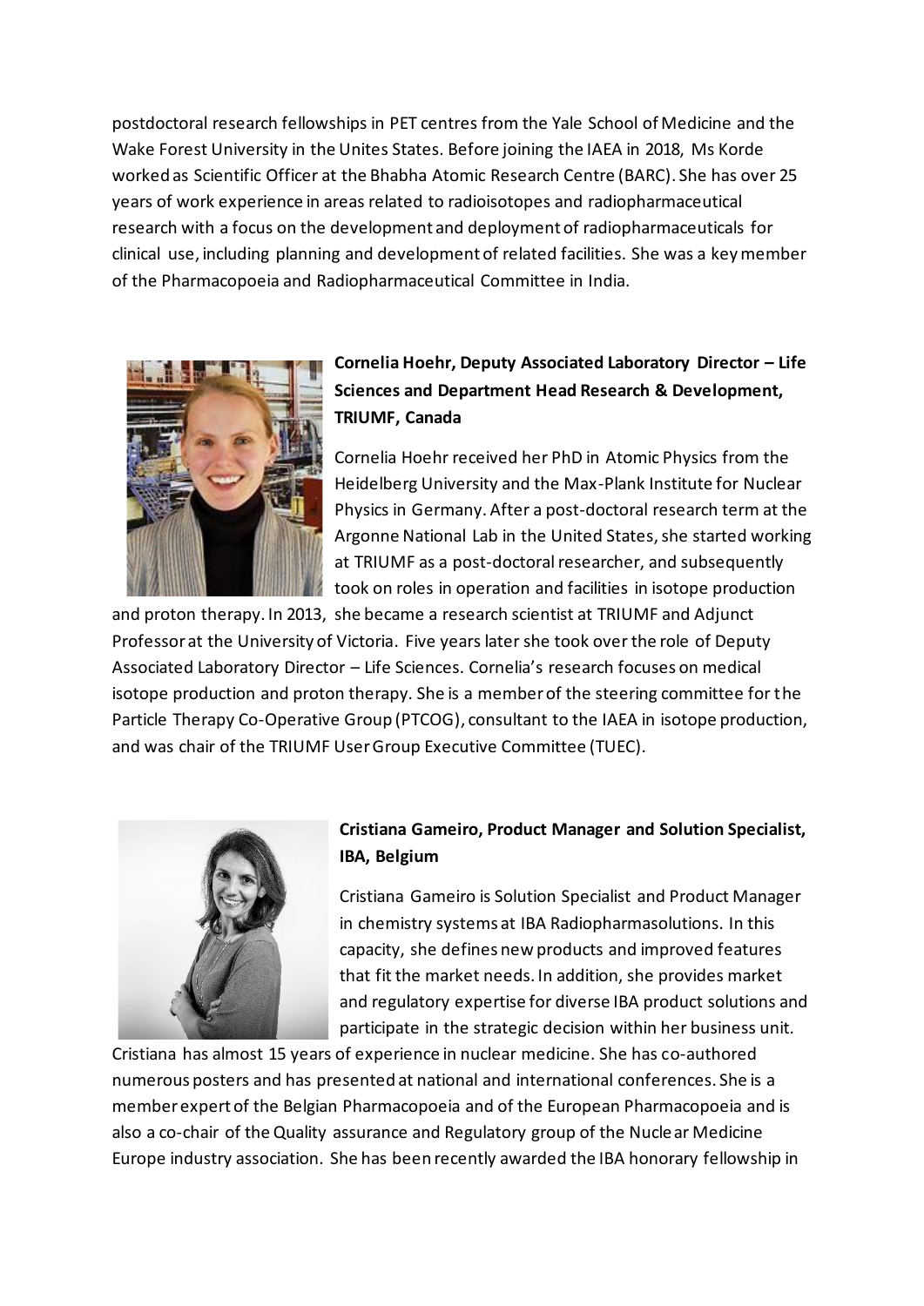postdoctoral research fellowships in PET centres from the Yale School of Medicine and the Wake Forest University in the Unites States. Before joining the IAEA in 2018, Ms Korde worked as Scientific Officer at the Bhabha Atomic Research Centre (BARC). She has over 25 years of work experience in areas related to radioisotopes and radiopharmaceutical research with a focus on the development and deployment of radiopharmaceuticals for clinical use, including planning and development of related facilities. She was a key member of the Pharmacopoeia and Radiopharmaceutical Committee in India.

**Cornelia Hoehr, Deputy Associated Laboratory Director – Life Sciences and Department Head Research & Development, TRIUMF, Canada**

Cornelia Hoehr received her PhD in Atomic Physics from the Heidelberg University and the Max-Plank Institute for Nuclear Physics in Germany. After a post-doctoral research term at the Argonne National Lab in the United States, she started working at TRIUMF as a post-doctoral researcher, and subsequently took on roles in operation and facilities in isotope production and proton therapy. In 2013, she became a research scientist at TRIUMF and Adjunct Professor at the University of Victoria. Five years later she took over the role of Deputy Associated Laboratory Director – Life Sciences. Cornelia's research focuses on medical isotope production and proton therapy. She is a member of the steering committee for the Particle Therapy Co-Operative Group (PTCOG), consultant to the IAEA in isotope production, and was chair of the TRIUMF User Group Executive Committee (TUEC).

**Cristiana Gameiro, Product Manager and Solution Specialist, IBA, Belgium**

Cristiana Gameiro is Solution Specialist and Product Manager in chemistry systems at IBA Radiopharmasolutions. In this capacity, she defines new products and improved features that fit the market needs. In addition, she provides market and regulatory expertise for diverse IBA product solutions and participate in the strategic decision within her business unit. Cristiana has almost 15 years of experience in nuclear medicine. She has co-authored numerous posters and has presented at national and international conferences. She is a member expert of the Belgian Pharmacopoeia and of the European Pharmacopoeia and is also a co-chair of the Quality assurance and Regulatory group of the Nuclear Medicine Europe industry association. She has been recently awarded the IBA honorary fellowship in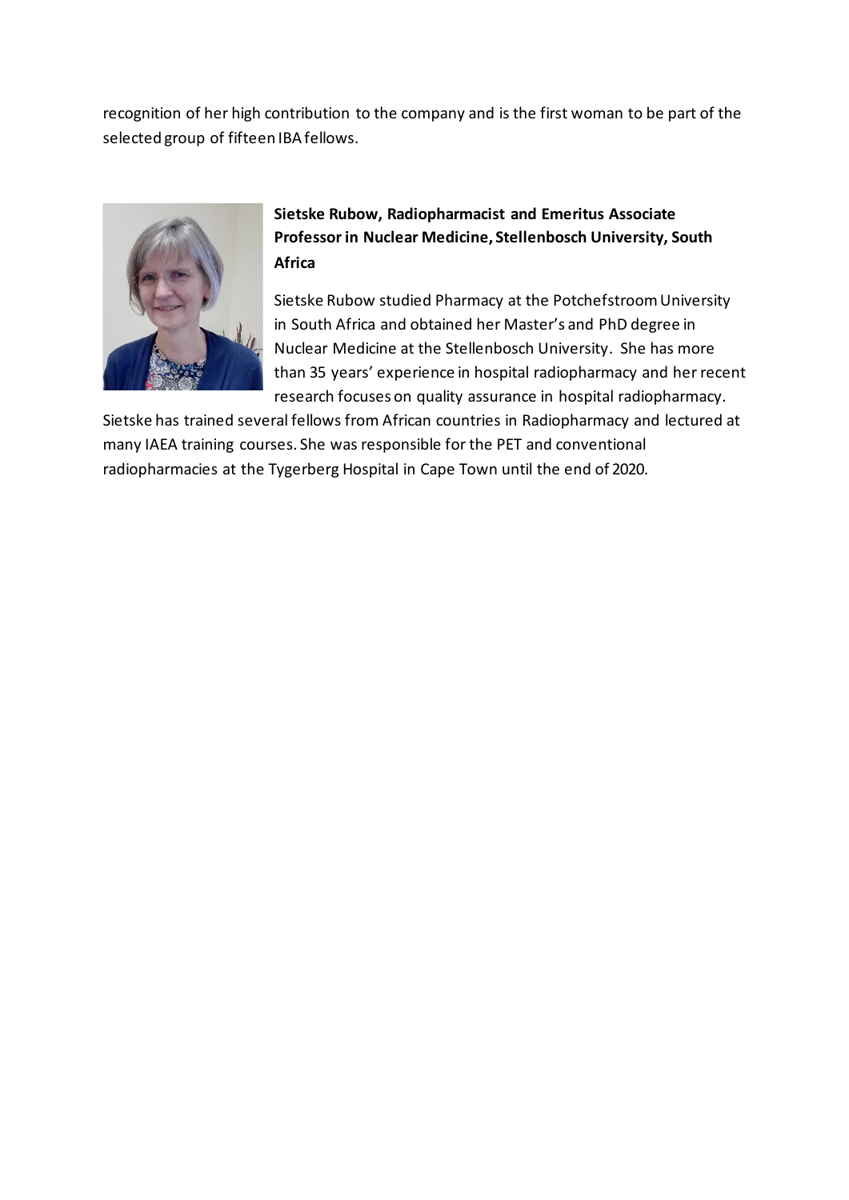recognition of her high contribution to the company and is the first woman to be part of the selected group of fifteen IBA fellows.

**Sietske Rubow, Radiopharmacist and Emeritus Associate Professor in Nuclear Medicine, Stellenbosch University, South Africa**

Sietske Rubow studied Pharmacy at the Potchefstroom University in South Africa and obtained her Master's and PhD degree in Nuclear Medicine at the Stellenbosch University. She has more than 35 years' experience in hospital radiopharmacy and her recent research focuses on quality assurance in hospital radiopharmacy. Sietske has trained several fellows from African countries in Radiopharmacy and lectured at many IAEA training courses. She was responsible for the PET and conventional radiopharmacies at the Tygerberg Hospital in Cape Town until the end of 2020.